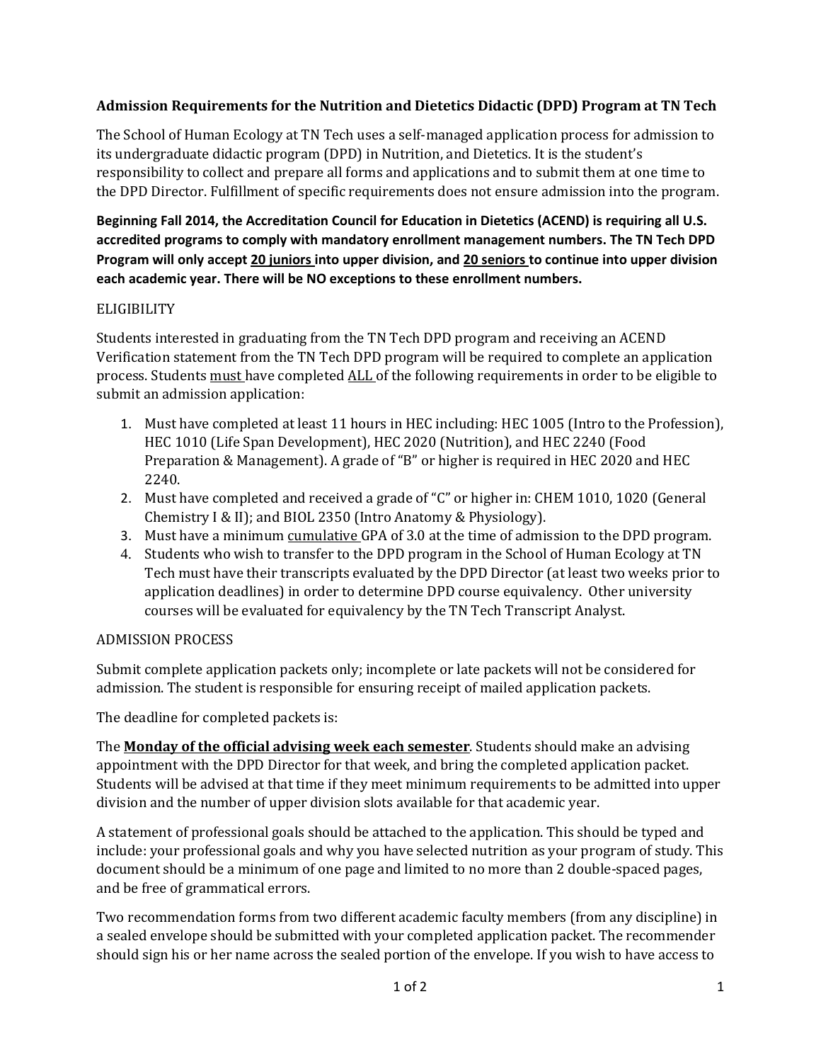# Admission Requirements for the Nutrition and Dietetics Didactic (DPD) Program at TN Tech

The School of Human Ecology at TN Tech uses a self-managed application process for admission to its undergraduate didactic program (DPD) in Nutrition, and Dietetics. It is the student's responsibility to collect and prepare all forms and applications and to submit them at one time to the DPD Director. Fulfillment of specific requirements does not ensure admission into the program.

**Beginning Fall 2014, the Accreditation Council for Education in Dietetics (ACEND) is requiring all U.S. accredited programs to comply with mandatory enrollment management numbers. The TN Tech DPD Program will only accept <u>20 juniors</u> into upper division, and <u>20 seniors</u> to continue into upper division each academic year. There will be NO exceptions to these enrollment numbers.**

## ELIGIBILITY

Students interested in graduating from the TN Tech DPD program and receiving an ACEND Verification statement from the TN Tech DPD program will be required to complete an application process. Students <u>must</u> have completed <u>ALL</u> of the following requirements in order to be eligible to submit an admission application:

1. Must have completed at least 11 hours in HEC including: HEC 1005 (Intro to the Profession), HEC 1010 (Life Span Development), HEC 2020 (Nutrition), and HEC 2240 (Food Preparation & Management). A grade of "B" or higher is required in HEC 2020 and HEC 2240.
2. Must have completed and received a grade of "C" or higher in: CHEM 1010, 1020 (General Chemistry I & II); and BIOL 2350 (Intro Anatomy & Physiology).
3. Must have a minimum <u>cumulative</u> GPA of 3.0 at the time of admission to the DPD program.
4. Students who wish to transfer to the DPD program in the School of Human Ecology at TN Tech must have their transcripts evaluated by the DPD Director (at least two weeks prior to application deadlines) in order to determine DPD course equivalency. Other university courses will be evaluated for equivalency by the TN Tech Transcript Analyst.

## ADMISSION PROCESS

Submit complete application packets only; incomplete or late packets will not be considered for admission. The student is responsible for ensuring receipt of mailed application packets.

The deadline for completed packets is:

The **<u>Monday of the official advising week each semester</u>**. Students should make an advising appointment with the DPD Director for that week, and bring the completed application packet. Students will be advised at that time if they meet minimum requirements to be admitted into upper division and the number of upper division slots available for that academic year.

A statement of professional goals should be attached to the application. This should be typed and include: your professional goals and why you have selected nutrition as your program of study. This document should be a minimum of one page and limited to no more than 2 double-spaced pages, and be free of grammatical errors.

Two recommendation forms from two different academic faculty members (from any discipline) in a sealed envelope should be submitted with your completed application packet. The recommender should sign his or her name across the sealed portion of the envelope. If you wish to have access to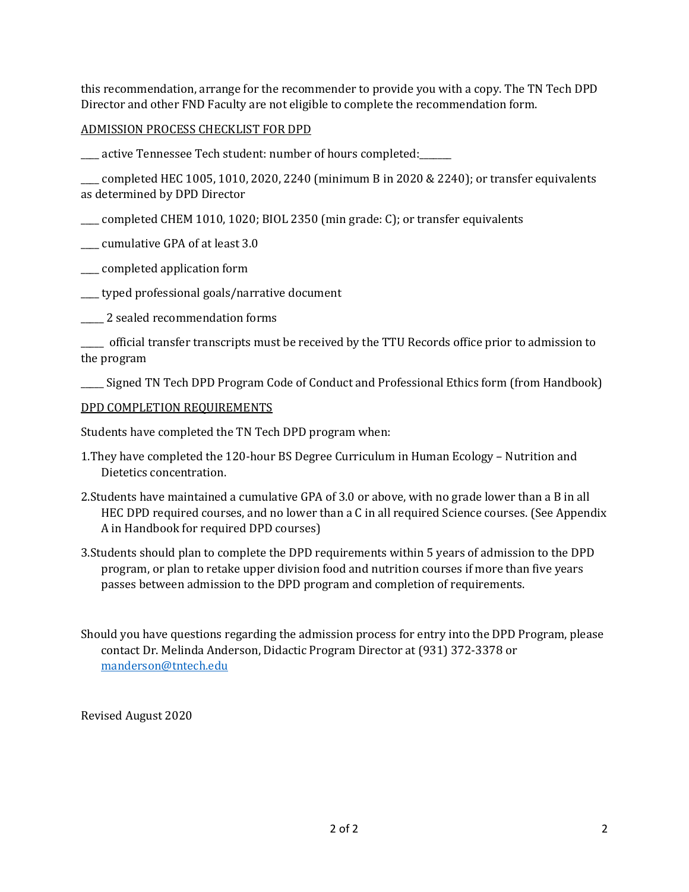this recommendation, arrange for the recommender to provide you with a copy. The TN Tech DPD Director and other FND Faculty are not eligible to complete the recommendation form.

ADMISSION PROCESS CHECKLIST FOR DPD

____ active Tennessee Tech student: number of hours completed:_______

____ completed HEC 1005, 1010, 2020, 2240 (minimum B in 2020 & 2240); or transfer equivalents as determined by DPD Director

____ completed CHEM 1010, 1020; BIOL 2350 (min grade: C); or transfer equivalents

____ cumulative GPA of at least 3.0

____ completed application form

____ typed professional goals/narrative document

_____ 2 sealed recommendation forms

_____ official transfer transcripts must be received by the TTU Records office prior to admission to the program

_____ Signed TN Tech DPD Program Code of Conduct and Professional Ethics form (from Handbook)

DPD COMPLETION REQUIREMENTS

Students have completed the TN Tech DPD program when:

1. They have completed the 120-hour BS Degree Curriculum in Human Ecology – Nutrition and Dietetics concentration.
2. Students have maintained a cumulative GPA of 3.0 or above, with no grade lower than a B in all HEC DPD required courses, and no lower than a C in all required Science courses. (See Appendix A in Handbook for required DPD courses)
3. Students should plan to complete the DPD requirements within 5 years of admission to the DPD program, or plan to retake upper division food and nutrition courses if more than five years passes between admission to the DPD program and completion of requirements.

Should you have questions regarding the admission process for entry into the DPD Program, please contact Dr. Melinda Anderson, Didactic Program Director at (931) 372-3378 or manderson@tntech.edu

Revised August 2020